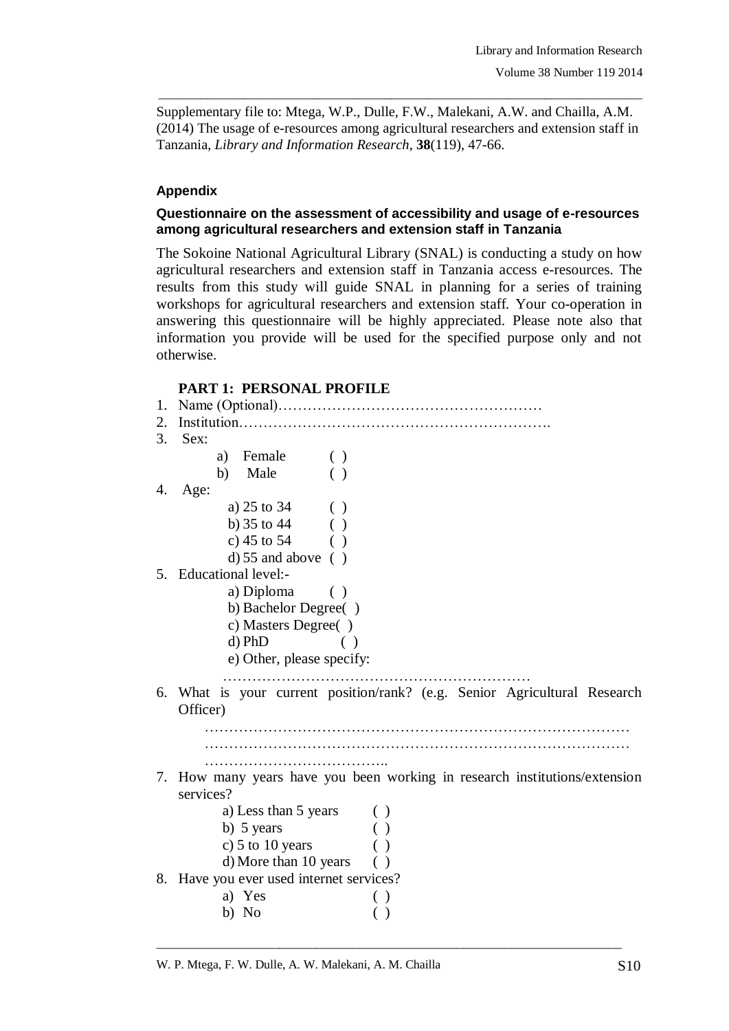Supplementary file to: Mtega, W.P., Dulle, F.W., Malekani, A.W. and Chailla, A.M. (2014) The usage of e-resources among agricultural researchers and extension staff in Tanzania, *Library and Information Research*, **38**(119), 47-66.

## Appendix

### Questionnaire on the assessment of accessibility and usage of e-resources among agricultural researchers and extension staff in Tanzania

The Sokoine National Agricultural Library (SNAL) is conducting a study on how agricultural researchers and extension staff in Tanzania access e-resources. The results from this study will guide SNAL in planning for a series of training workshops for agricultural researchers and extension staff. Your co-operation in answering this questionnaire will be highly appreciated. Please note also that information you provide will be used for the specified purpose only and not otherwise.

**PART 1: PERSONAL PROFILE**

1. Name (Optional)………………………………………………
2. Institution……………………………………………………….
3. Sex:
   - a) Female ( )
   - b) Male ( )
4. Age:
   - a) 25 to 34 ( )
   - b) 35 to 44 ( )
   - c) 45 to 54 ( )
   - d) 55 and above ( )
5. Educational level:-
   - a) Diploma ( )
   - b) Bachelor Degree( )
   - c) Masters Degree( )
   - d) PhD ( )
   - e) Other, please specify:

   ………………………………………………………
6. What is your current position/rank? (e.g. Senior Agricultural Research Officer)

   ……………………………………………………………………………
   ……………………………………………………………………………
   ………………………………..
7. How many years have you been working in research institutions/extension services?
   - a) Less than 5 years ( )
   - b) 5 years ( )
   - c) 5 to 10 years ( )
   - d) More than 10 years ( )
8. Have you ever used internet services?
   - a) Yes ( )
   - b) No ( )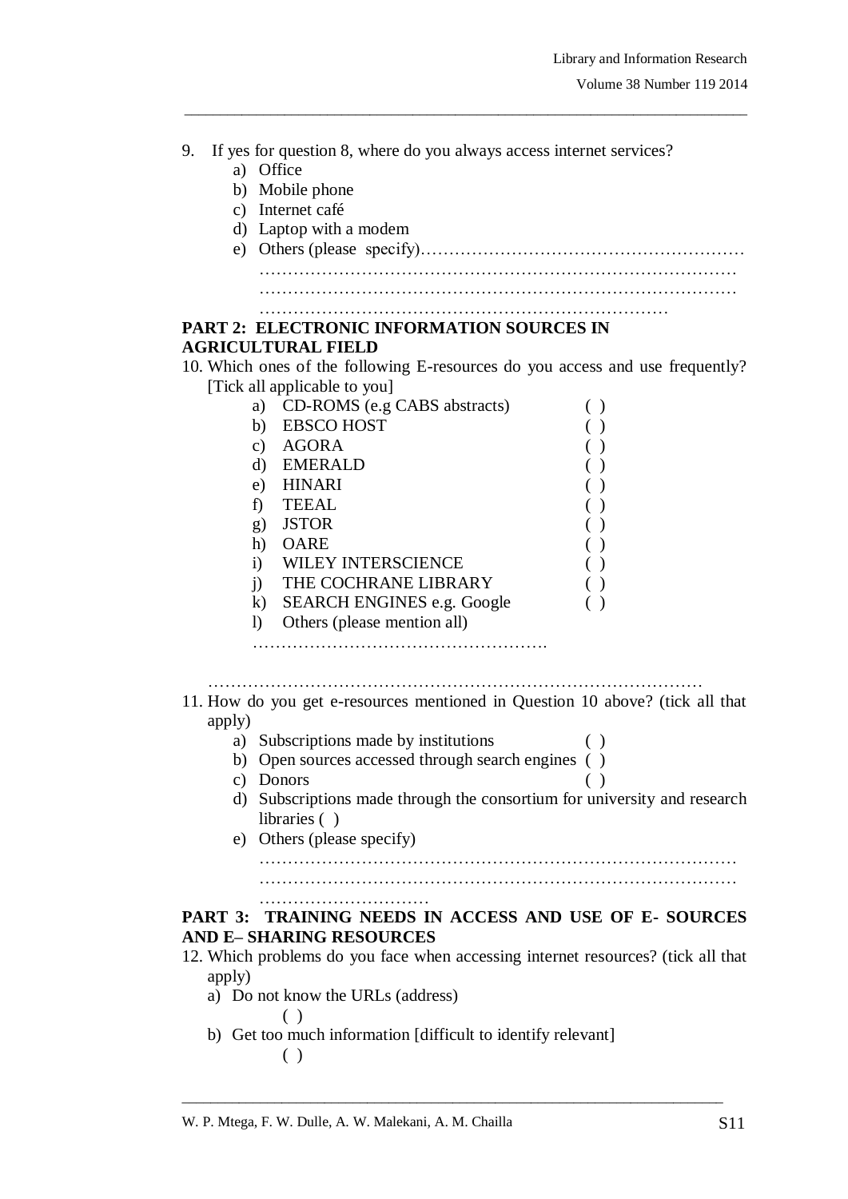9. If yes for question 8, where do you always access internet services?
    a) Office
    b) Mobile phone
    c) Internet café
    d) Laptop with a modem
    e) Others (please specify)……………………………………………………
    …………………………………………………………………………
    …………………………………………………………………………
    ……………………………………………………………

**PART 2: ELECTRONIC INFORMATION SOURCES IN AGRICULTURAL FIELD**

10. Which ones of the following E-resources do you access and use frequently? [Tick all applicable to you]
    a) CD-ROMS (e.g CABS abstracts) ( )
    b) EBSCO HOST ( )
    c) AGORA ( )
    d) EMERALD ( )
    e) HINARI ( )
    f) TEEAL ( )
    g) JSTOR ( )
    h) OARE ( )
    i) WILEY INTERSCIENCE ( )
    j) THE COCHRANE LIBRARY ( )
    k) SEARCH ENGINES e.g. Google ( )
    l) Others (please mention all)
    …………………………………………….

    ……………………………………………………………………………
11. How do you get e-resources mentioned in Question 10 above? (tick all that apply)
    a) Subscriptions made by institutions ( )
    b) Open sources accessed through search engines ( )
    c) Donors ( )
    d) Subscriptions made through the consortium for university and research libraries ( )
    e) Others (please specify)
    …………………………………………………………………………
    …………………………………………………………………………
    …………………………

**PART 3: TRAINING NEEDS IN ACCESS AND USE OF E- SOURCES AND E– SHARING RESOURCES**

12. Which problems do you face when accessing internet resources? (tick all that apply)
    a) Do not know the URLs (address) ( )
    b) Get too much information [difficult to identify relevant] ( )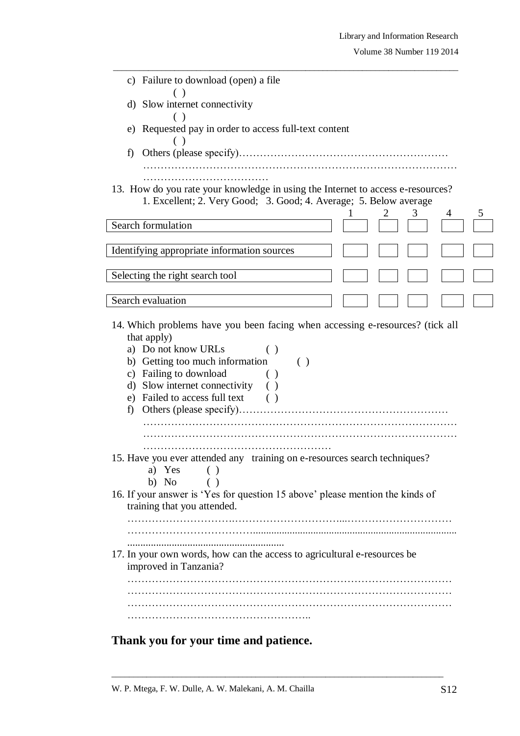c) Failure to download (open) a file
( )

d) Slow internet connectivity
( )

e) Requested pay in order to access full-text content
( )

f) Others (please specify)……………………………………………………
…………………………………………………………………………………
………………………………

13. How do you rate your knowledge in using the Internet to access e-resources?
1. Excellent; 2. Very Good; 3. Good; 4. Average; 5. Below average

| | 1 | 2 | 3 | 4 | 5 |
|---|---|---|---|---|---|
| Search formulation | | | | | |
| Identifying appropriate information sources | | | | | |
| Selecting the right search tool | | | | | |
| Search evaluation | | | | | |

14. Which problems have you been facing when accessing e-resources? (tick all that apply)
   a) Do not know URLs ( )
   b) Getting too much information ( )
   c) Failing to download ( )
   d) Slow internet connectivity ( )
   e) Failed to access full text ( )
   f) Others (please specify)……………………………………………………
   …………………………………………………………………………………
   …………………………………………………………………………………
   ……………………………………………

15. Have you ever attended any training on e-resources search techniques?
   a) Yes ( )
   b) No ( )

16. If your answer is 'Yes for question 15 above' please mention the kinds of training that you attended.
…………………………………………………………………………………
…………………………………………………………………………………
……………………………………………………

17. In your own words, how can the access to agricultural e-resources be improved in Tanzania?
…………………………………………………………………………………
…………………………………………………………………………………
…………………………………………………………………………………
……………………………………………..

**Thank you for your time and patience.**